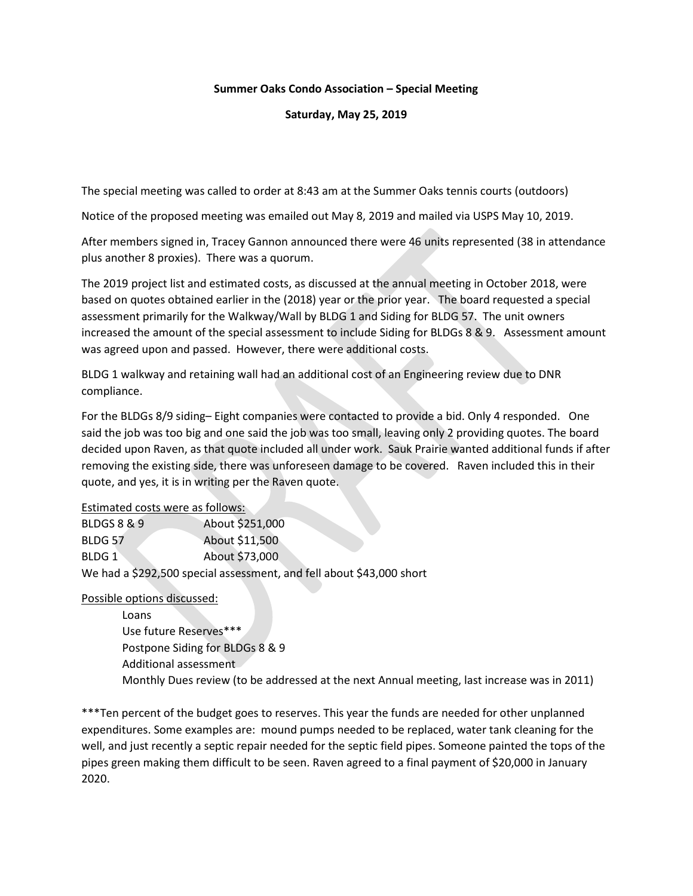**Summer Oaks Condo Association – Special Meeting**

**Saturday, May 25, 2019**

The special meeting was called to order at 8:43 am at the Summer Oaks tennis courts (outdoors)

Notice of the proposed meeting was emailed out May 8, 2019 and mailed via USPS May 10, 2019.

After members signed in, Tracey Gannon announced there were 46 units represented (38 in attendance plus another 8 proxies). There was a quorum.

The 2019 project list and estimated costs, as discussed at the annual meeting in October 2018, were based on quotes obtained earlier in the (2018) year or the prior year. The board requested a special assessment primarily for the Walkway/Wall by BLDG 1 and Siding for BLDG 57. The unit owners increased the amount of the special assessment to include Siding for BLDGs 8 & 9. Assessment amount was agreed upon and passed. However, there were additional costs.

BLDG 1 walkway and retaining wall had an additional cost of an Engineering review due to DNR compliance.

For the BLDGs 8/9 siding– Eight companies were contacted to provide a bid. Only 4 responded. One said the job was too big and one said the job was too small, leaving only 2 providing quotes. The board decided upon Raven, as that quote included all under work. Sauk Prairie wanted additional funds if after removing the existing side, there was unforeseen damage to be covered. Raven included this in their quote, and yes, it is in writing per the Raven quote.

<u>Estimated costs were as follows:</u>

| | |
|---|---|
| BLDGS 8 & 9 | About $251,000 |
| BLDG 57 | About $11,500 |
| BLDG 1 | About $73,000 |

We had a $292,500 special assessment, and fell about $43,000 short

<u>Possible options discussed:</u>

- Loans
- Use future Reserves***
- Postpone Siding for BLDGs 8 & 9
- Additional assessment
- Monthly Dues review (to be addressed at the next Annual meeting, last increase was in 2011)

***Ten percent of the budget goes to reserves. This year the funds are needed for other unplanned expenditures. Some examples are: mound pumps needed to be replaced, water tank cleaning for the well, and just recently a septic repair needed for the septic field pipes. Someone painted the tops of the pipes green making them difficult to be seen. Raven agreed to a final payment of $20,000 in January 2020.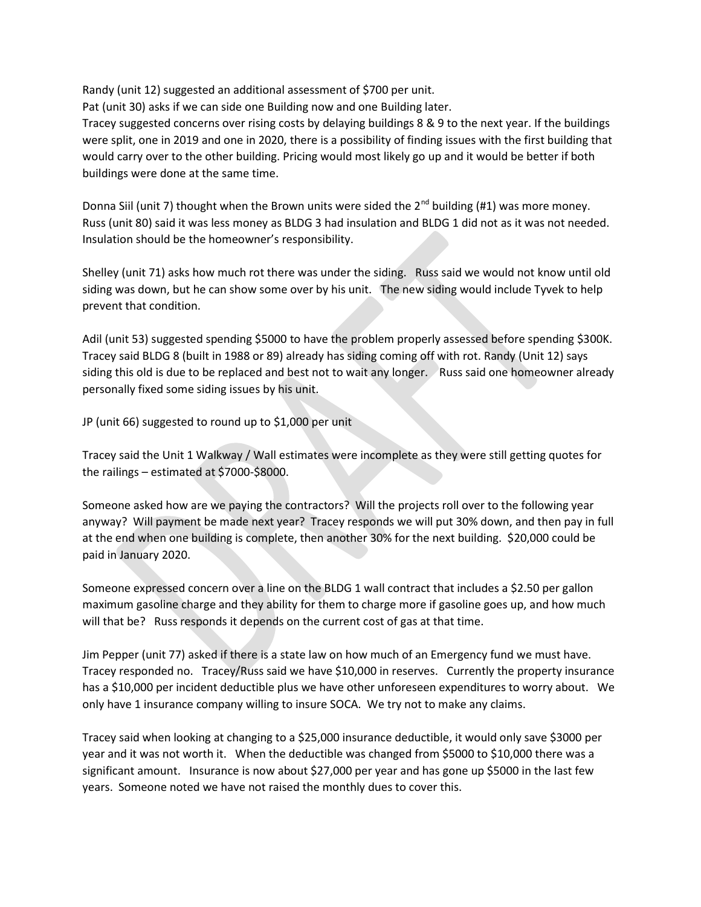Randy (unit 12) suggested an additional assessment of $700 per unit.

Pat (unit 30) asks if we can side one Building now and one Building later.

Tracey suggested concerns over rising costs by delaying buildings 8 & 9 to the next year. If the buildings were split, one in 2019 and one in 2020, there is a possibility of finding issues with the first building that would carry over to the other building. Pricing would most likely go up and it would be better if both buildings were done at the same time.

Donna Siil (unit 7) thought when the Brown units were sided the 2nd building (#1) was more money. Russ (unit 80) said it was less money as BLDG 3 had insulation and BLDG 1 did not as it was not needed. Insulation should be the homeowner's responsibility.

Shelley (unit 71) asks how much rot there was under the siding. Russ said we would not know until old siding was down, but he can show some over by his unit. The new siding would include Tyvek to help prevent that condition.

Adil (unit 53) suggested spending $5000 to have the problem properly assessed before spending $300K. Tracey said BLDG 8 (built in 1988 or 89) already has siding coming off with rot. Randy (Unit 12) says siding this old is due to be replaced and best not to wait any longer. Russ said one homeowner already personally fixed some siding issues by his unit.

JP (unit 66) suggested to round up to $1,000 per unit

Tracey said the Unit 1 Walkway / Wall estimates were incomplete as they were still getting quotes for the railings – estimated at $7000-$8000.

Someone asked how are we paying the contractors? Will the projects roll over to the following year anyway? Will payment be made next year? Tracey responds we will put 30% down, and then pay in full at the end when one building is complete, then another 30% for the next building. $20,000 could be paid in January 2020.

Someone expressed concern over a line on the BLDG 1 wall contract that includes a $2.50 per gallon maximum gasoline charge and they ability for them to charge more if gasoline goes up, and how much will that be? Russ responds it depends on the current cost of gas at that time.

Jim Pepper (unit 77) asked if there is a state law on how much of an Emergency fund we must have. Tracey responded no. Tracey/Russ said we have $10,000 in reserves. Currently the property insurance has a $10,000 per incident deductible plus we have other unforeseen expenditures to worry about. We only have 1 insurance company willing to insure SOCA. We try not to make any claims.

Tracey said when looking at changing to a $25,000 insurance deductible, it would only save $3000 per year and it was not worth it. When the deductible was changed from $5000 to $10,000 there was a significant amount. Insurance is now about $27,000 per year and has gone up $5000 in the last few years. Someone noted we have not raised the monthly dues to cover this.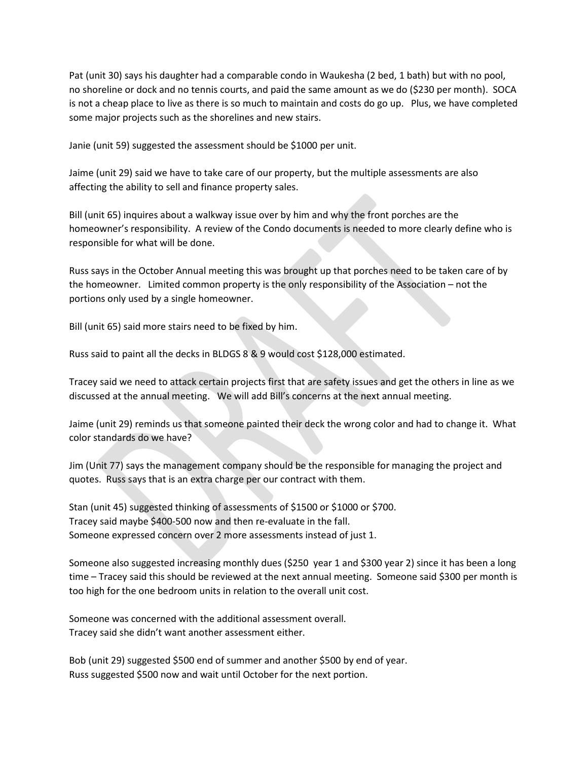Pat (unit 30) says his daughter had a comparable condo in Waukesha (2 bed, 1 bath) but with no pool, no shoreline or dock and no tennis courts, and paid the same amount as we do ($230 per month). SOCA is not a cheap place to live as there is so much to maintain and costs do go up. Plus, we have completed some major projects such as the shorelines and new stairs.

Janie (unit 59) suggested the assessment should be $1000 per unit.

Jaime (unit 29) said we have to take care of our property, but the multiple assessments are also affecting the ability to sell and finance property sales.

Bill (unit 65) inquires about a walkway issue over by him and why the front porches are the homeowner's responsibility. A review of the Condo documents is needed to more clearly define who is responsible for what will be done.

Russ says in the October Annual meeting this was brought up that porches need to be taken care of by the homeowner. Limited common property is the only responsibility of the Association – not the portions only used by a single homeowner.

Bill (unit 65) said more stairs need to be fixed by him.

Russ said to paint all the decks in BLDGS 8 & 9 would cost $128,000 estimated.

Tracey said we need to attack certain projects first that are safety issues and get the others in line as we discussed at the annual meeting. We will add Bill's concerns at the next annual meeting.

Jaime (unit 29) reminds us that someone painted their deck the wrong color and had to change it. What color standards do we have?

Jim (Unit 77) says the management company should be the responsible for managing the project and quotes. Russ says that is an extra charge per our contract with them.

Stan (unit 45) suggested thinking of assessments of $1500 or $1000 or $700.
Tracey said maybe $400-500 now and then re-evaluate in the fall.
Someone expressed concern over 2 more assessments instead of just 1.

Someone also suggested increasing monthly dues ($250 year 1 and $300 year 2) since it has been a long time – Tracey said this should be reviewed at the next annual meeting. Someone said $300 per month is too high for the one bedroom units in relation to the overall unit cost.

Someone was concerned with the additional assessment overall.
Tracey said she didn't want another assessment either.

Bob (unit 29) suggested $500 end of summer and another $500 by end of year.
Russ suggested $500 now and wait until October for the next portion.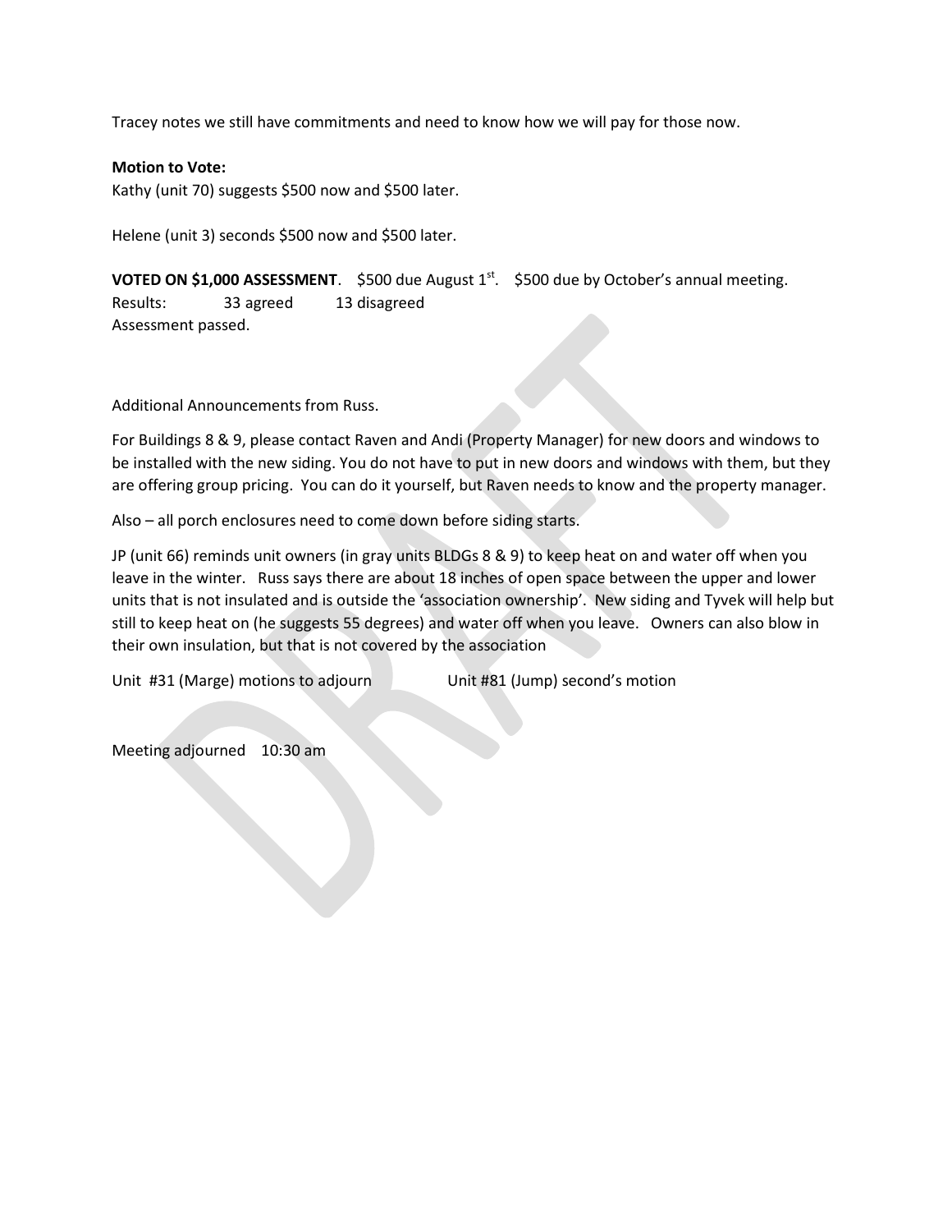Tracey notes we still have commitments and need to know how we will pay for those now.

**Motion to Vote:**
Kathy (unit 70) suggests $500 now and $500 later.

Helene (unit 3) seconds $500 now and $500 later.

**VOTED ON $1,000 ASSESSMENT**. $500 due August 1st. $500 due by October's annual meeting.
Results: 33 agreed 13 disagreed
Assessment passed.

Additional Announcements from Russ.

For Buildings 8 & 9, please contact Raven and Andi (Property Manager) for new doors and windows to be installed with the new siding. You do not have to put in new doors and windows with them, but they are offering group pricing. You can do it yourself, but Raven needs to know and the property manager.

Also – all porch enclosures need to come down before siding starts.

JP (unit 66) reminds unit owners (in gray units BLDGs 8 & 9) to keep heat on and water off when you leave in the winter. Russ says there are about 18 inches of open space between the upper and lower units that is not insulated and is outside the 'association ownership'. New siding and Tyvek will help but still to keep heat on (he suggests 55 degrees) and water off when you leave. Owners can also blow in their own insulation, but that is not covered by the association

Unit #31 (Marge) motions to adjourn Unit #81 (Jump) second's motion

Meeting adjourned 10:30 am